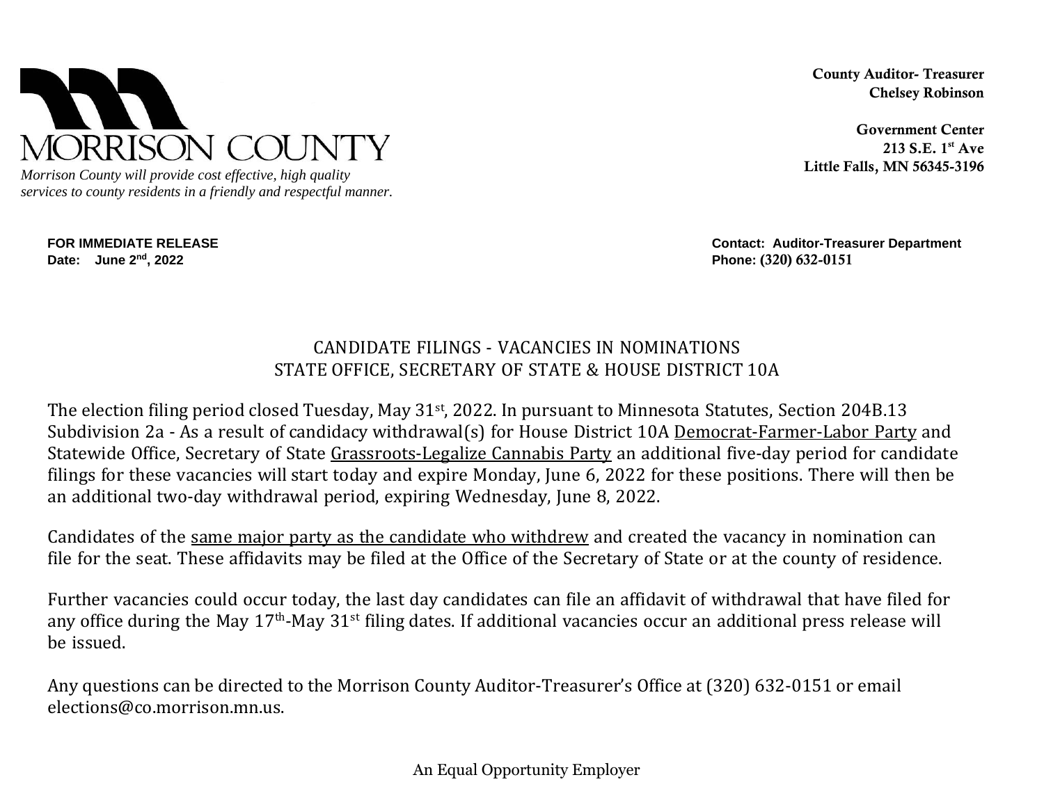MORRISON COUNTY

*Morrison County will provide cost effective, high quality services to county residents in a friendly and respectful manner.*

**County Auditor- Treasurer**
**Chelsey Robinson**

**Government Center**
**213 S.E. 1st Ave**
**Little Falls, MN 56345-3196**

**FOR IMMEDIATE RELEASE**
**Date: June 2nd, 2022**

**Contact: Auditor-Treasurer Department**
**Phone: (320) 632-0151**

## CANDIDATE FILINGS - VACANCIES IN NOMINATIONS
## STATE OFFICE, SECRETARY OF STATE & HOUSE DISTRICT 10A

The election filing period closed Tuesday, May 31st, 2022. In pursuant to Minnesota Statutes, Section 204B.13 Subdivision 2a - As a result of candidacy withdrawal(s) for House District 10A Democrat-Farmer-Labor Party and Statewide Office, Secretary of State Grassroots-Legalize Cannabis Party an additional five-day period for candidate filings for these vacancies will start today and expire Monday, June 6, 2022 for these positions. There will then be an additional two-day withdrawal period, expiring Wednesday, June 8, 2022.

Candidates of the same major party as the candidate who withdrew and created the vacancy in nomination can file for the seat. These affidavits may be filed at the Office of the Secretary of State or at the county of residence.

Further vacancies could occur today, the last day candidates can file an affidavit of withdrawal that have filed for any office during the May 17th-May 31st filing dates. If additional vacancies occur an additional press release will be issued.

Any questions can be directed to the Morrison County Auditor-Treasurer's Office at (320) 632-0151 or email elections@co.morrison.mn.us.

An Equal Opportunity Employer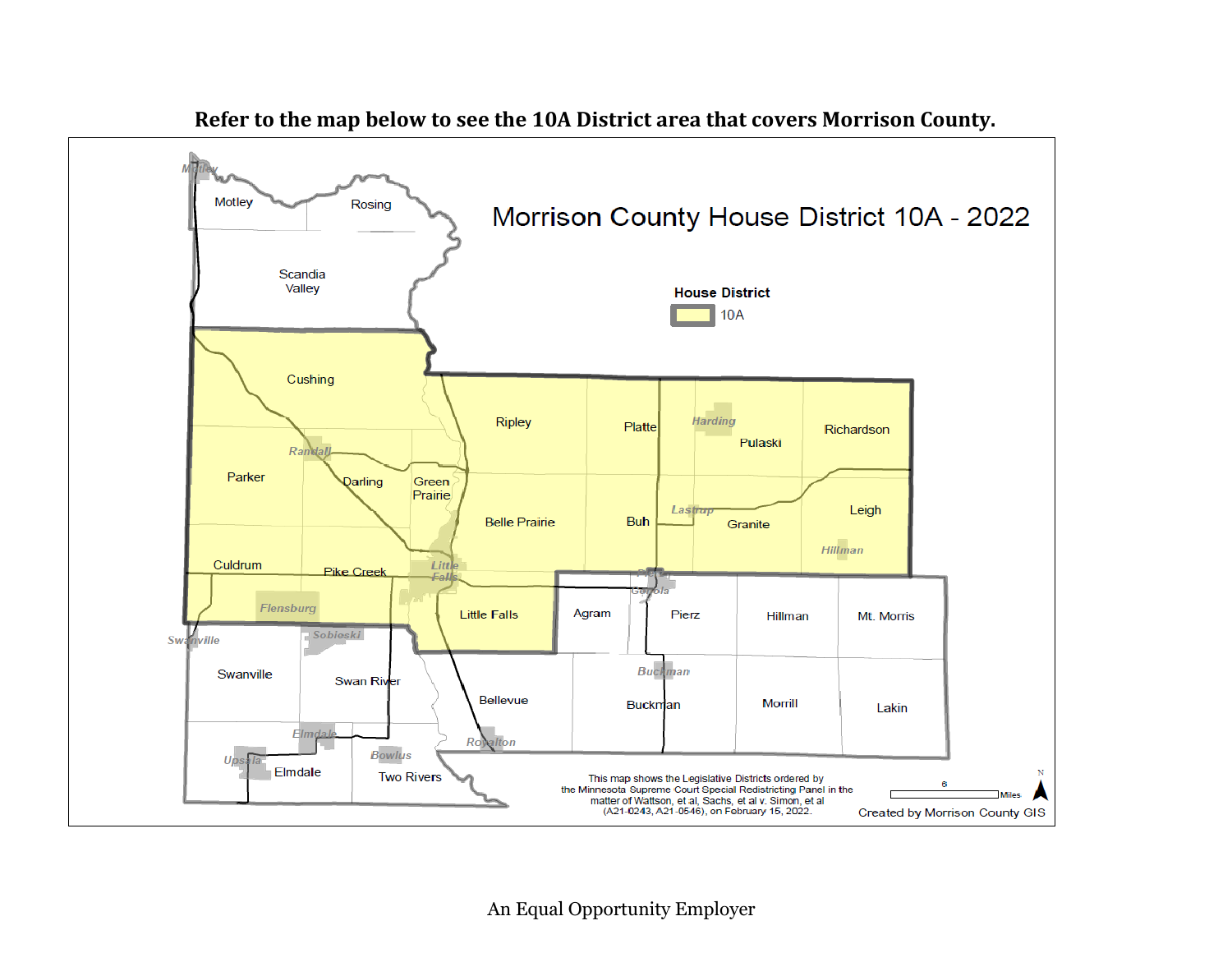**Refer to the map below to see the 10A District area that covers Morrison County.**

Morrison County House District 10A - 2022

House District

10A

Motley
Rosing
Scandia Valley
Cushing
Ripley
Platte
Harding
Pulaski
Richardson
Randall
Parker
Darling
Green Prairie
Belle Prairie
Buh
Lastrup
Granite
Leigh
Hillman
Culdrum
Pike Creek
Little Falls
Pierz
Genola
Flensburg
Little Falls
Agram
Pierz
Hillman
Mt. Morris
Swanville
Sobieski
Swanville
Swan River
Bellevue
Buckman
Buckman
Morrill
Lakin
Elmdale
Upsala
Elmdale
Bowlus
Two Rivers
Royalton

This map shows the Legislative Districts ordered by the Minnesota Supreme Court Special Redistricting Panel in the matter of Wattson, et al, Sachs, et al v. Simon, et al (A21-0243, A21-0546), on February 15, 2022.

6
Miles

N

Created by Morrison County GIS

An Equal Opportunity Employer